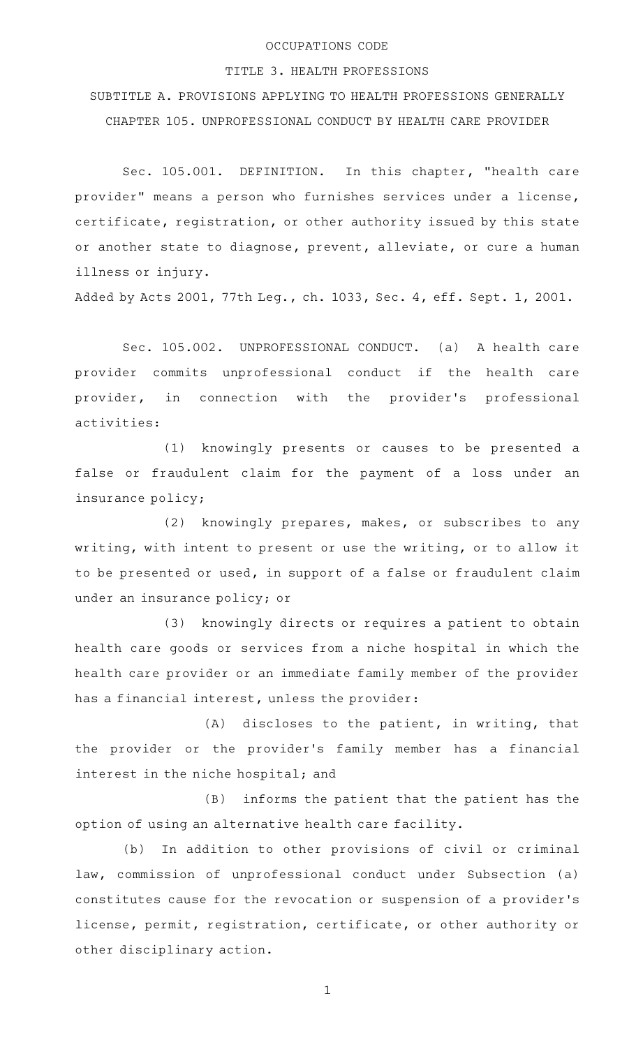OCCUPATIONS CODE

TITLE 3. HEALTH PROFESSIONS

SUBTITLE A. PROVISIONS APPLYING TO HEALTH PROFESSIONS GENERALLY

CHAPTER 105. UNPROFESSIONAL CONDUCT BY HEALTH CARE PROVIDER

Sec. 105.001. DEFINITION. In this chapter, "health care provider" means a person who furnishes services under a license, certificate, registration, or other authority issued by this state or another state to diagnose, prevent, alleviate, or cure a human illness or injury.

Added by Acts 2001, 77th Leg., ch. 1033, Sec. 4, eff. Sept. 1, 2001.

Sec. 105.002. UNPROFESSIONAL CONDUCT. (a) A health care provider commits unprofessional conduct if the health care provider, in connection with the provider's professional activities:

(1) knowingly presents or causes to be presented a false or fraudulent claim for the payment of a loss under an insurance policy;

(2) knowingly prepares, makes, or subscribes to any writing, with intent to present or use the writing, or to allow it to be presented or used, in support of a false or fraudulent claim under an insurance policy; or

(3) knowingly directs or requires a patient to obtain health care goods or services from a niche hospital in which the health care provider or an immediate family member of the provider has a financial interest, unless the provider:

(A) discloses to the patient, in writing, that the provider or the provider's family member has a financial interest in the niche hospital; and

(B) informs the patient that the patient has the option of using an alternative health care facility.

(b) In addition to other provisions of civil or criminal law, commission of unprofessional conduct under Subsection (a) constitutes cause for the revocation or suspension of a provider's license, permit, registration, certificate, or other authority or other disciplinary action.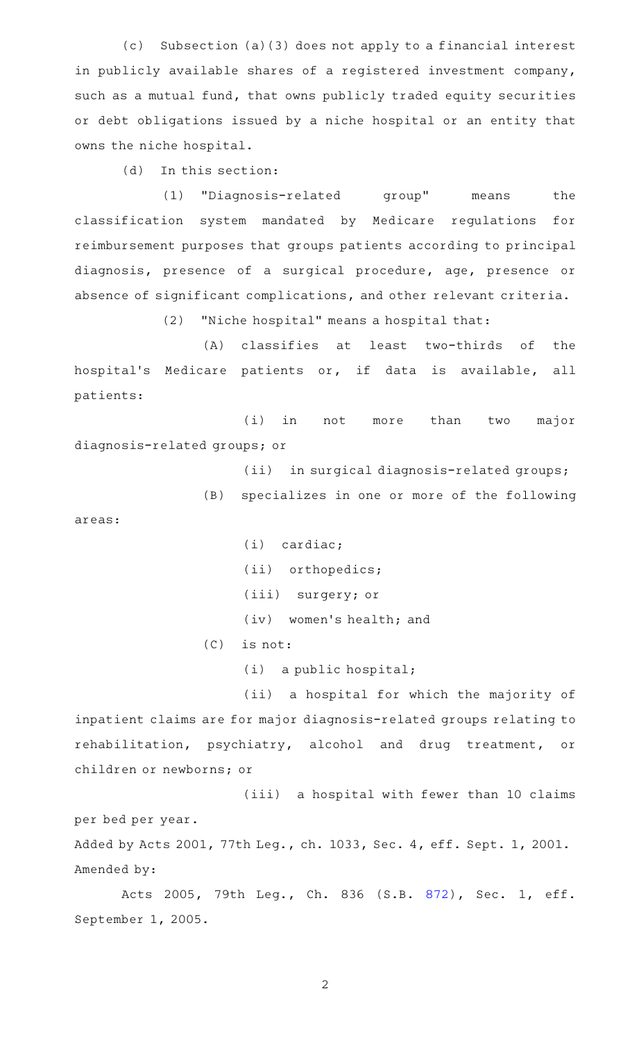(c) Subsection (a)(3) does not apply to a financial interest in publicly available shares of a registered investment company, such as a mutual fund, that owns publicly traded equity securities or debt obligations issued by a niche hospital or an entity that owns the niche hospital.

(d) In this section:

(1) "Diagnosis-related group" means the classification system mandated by Medicare regulations for reimbursement purposes that groups patients according to principal diagnosis, presence of a surgical procedure, age, presence or absence of significant complications, and other relevant criteria.

(2) "Niche hospital" means a hospital that:

(A) classifies at least two-thirds of the hospital's Medicare patients or, if data is available, all patients:

(i) in not more than two major diagnosis-related groups; or

(ii) in surgical diagnosis-related groups;

(B) specializes in one or more of the following areas:

(i) cardiac;

(ii) orthopedics;

(iii) surgery; or

(iv) women's health; and

(C) is not:

(i) a public hospital;

(ii) a hospital for which the majority of inpatient claims are for major diagnosis-related groups relating to rehabilitation, psychiatry, alcohol and drug treatment, or children or newborns; or

(iii) a hospital with fewer than 10 claims per bed per year.

Added by Acts 2001, 77th Leg., ch. 1033, Sec. 4, eff. Sept. 1, 2001.
Amended by:

Acts 2005, 79th Leg., Ch. 836 (S.B. 872), Sec. 1, eff. September 1, 2005.